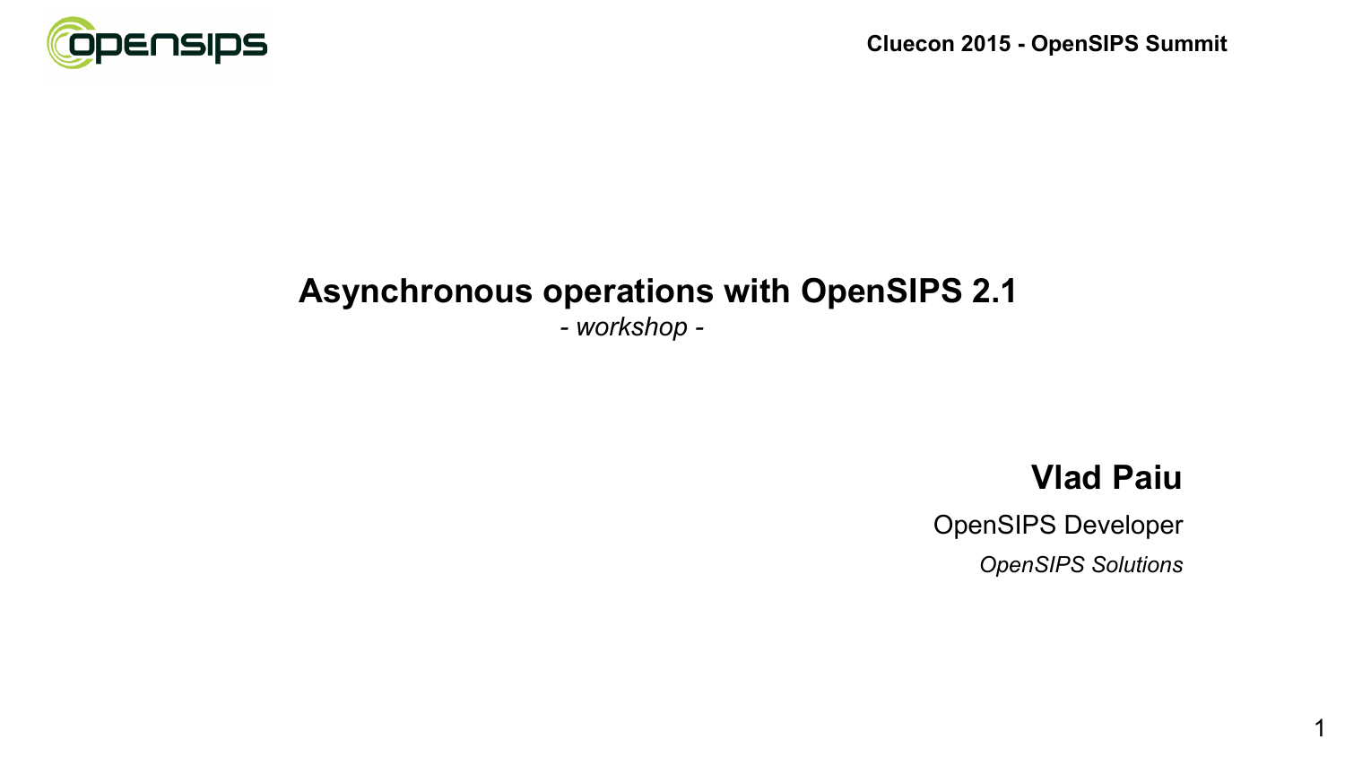Cluecon 2015 - OpenSIPS Summit

# Asynchronous operations with OpenSIPS 2.1

*- workshop -*

**Vlad Paiu**

OpenSIPS Developer

*OpenSIPS Solutions*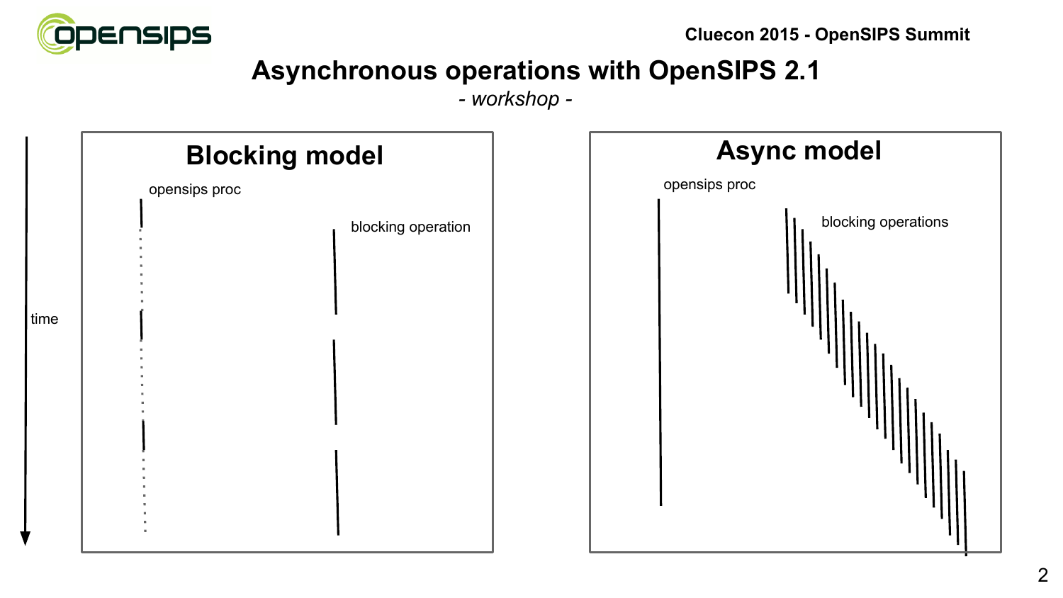# Asynchronous operations with OpenSIPS 2.1

*- workshop -*

## Blocking model

time

opensips proc

blocking operation

## Async model

opensips proc

blocking operations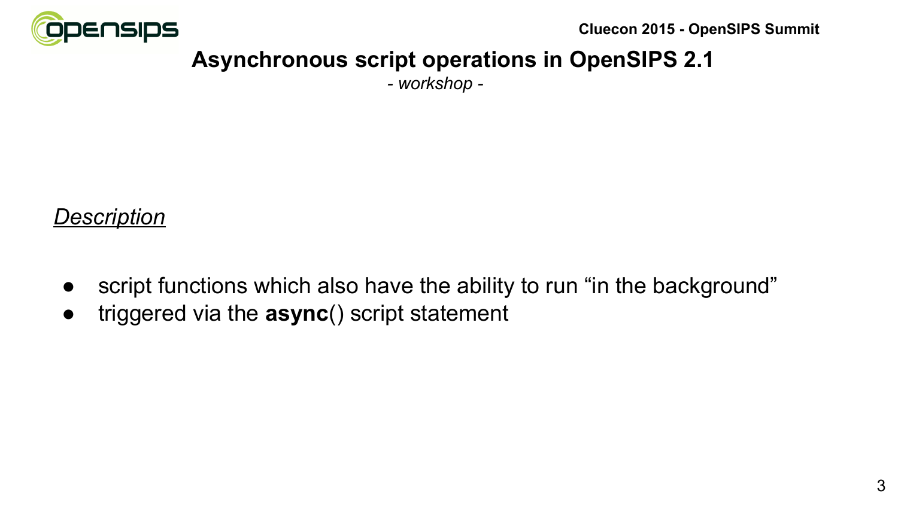# Asynchronous script operations in OpenSIPS 2.1

*- workshop -*

*Description*

- script functions which also have the ability to run “in the background”
- triggered via the **async**() script statement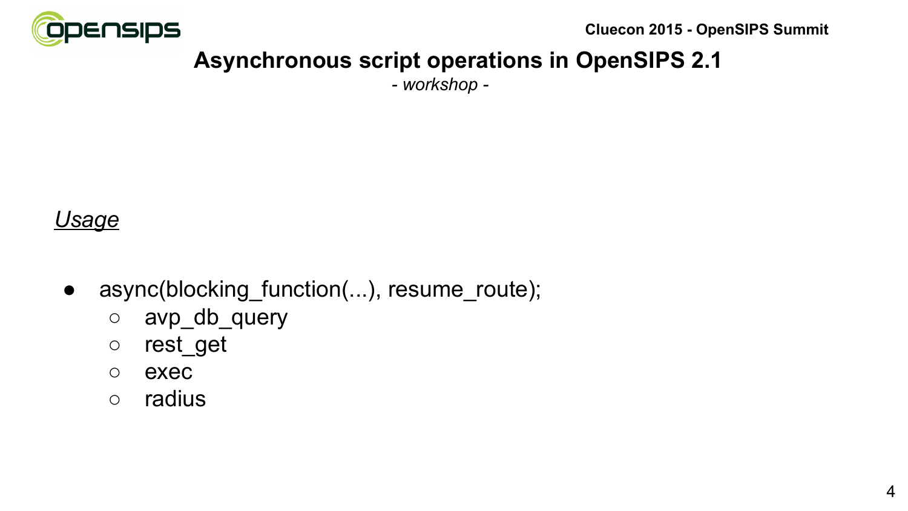# Asynchronous script operations in OpenSIPS 2.1

*- workshop -*

*Usage*

- async(blocking_function(...), resume_route);
  - avp_db_query
  - rest_get
  - exec
  - radius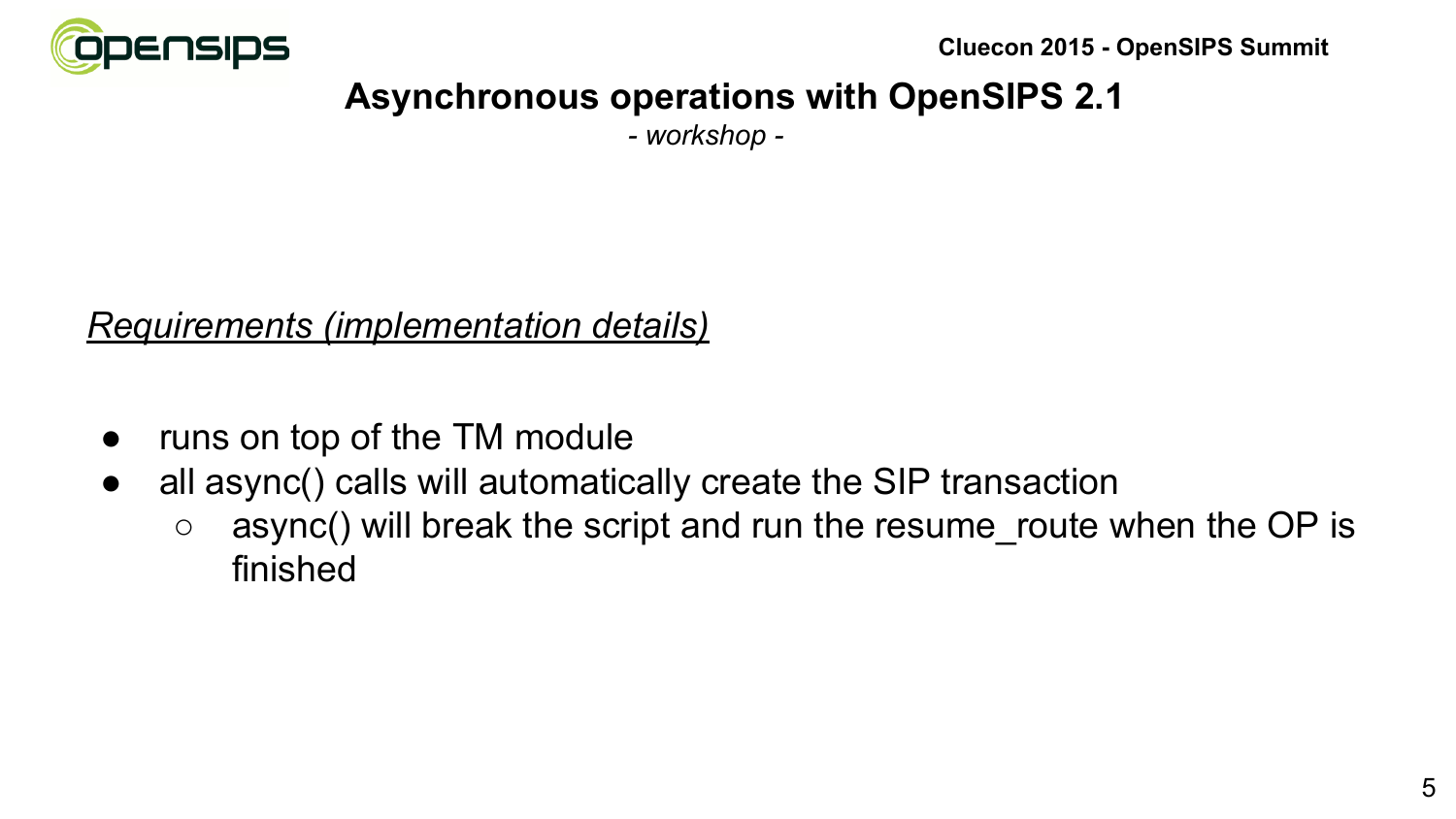# Asynchronous operations with OpenSIPS 2.1

*- workshop -*

*Requirements (implementation details)*

- runs on top of the TM module
- all async() calls will automatically create the SIP transaction
  - async() will break the script and run the resume_route when the OP is finished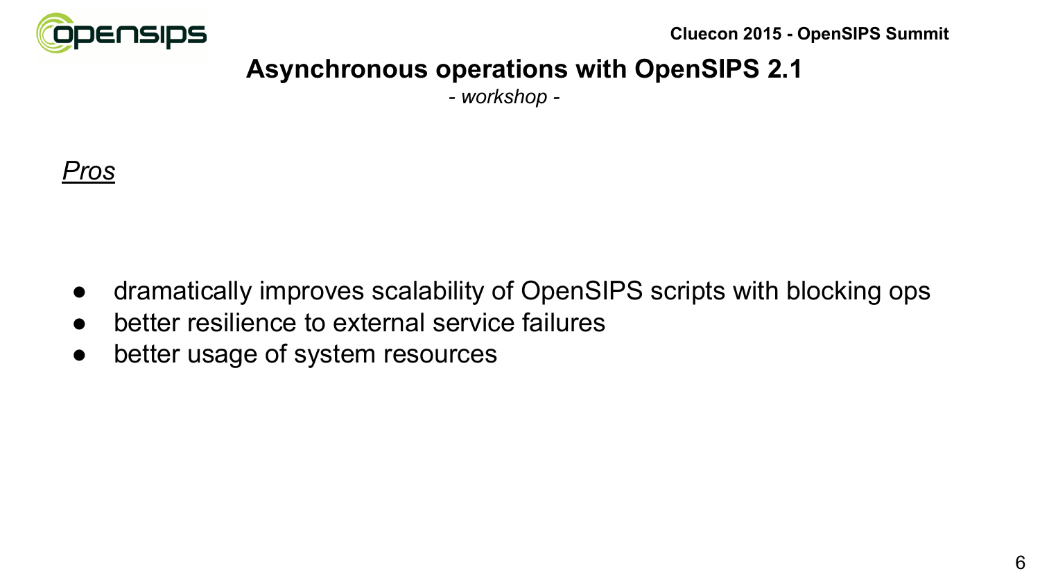# Asynchronous operations with OpenSIPS 2.1

*- workshop -*

*Pros*

- dramatically improves scalability of OpenSIPS scripts with blocking ops
- better resilience to external service failures
- better usage of system resources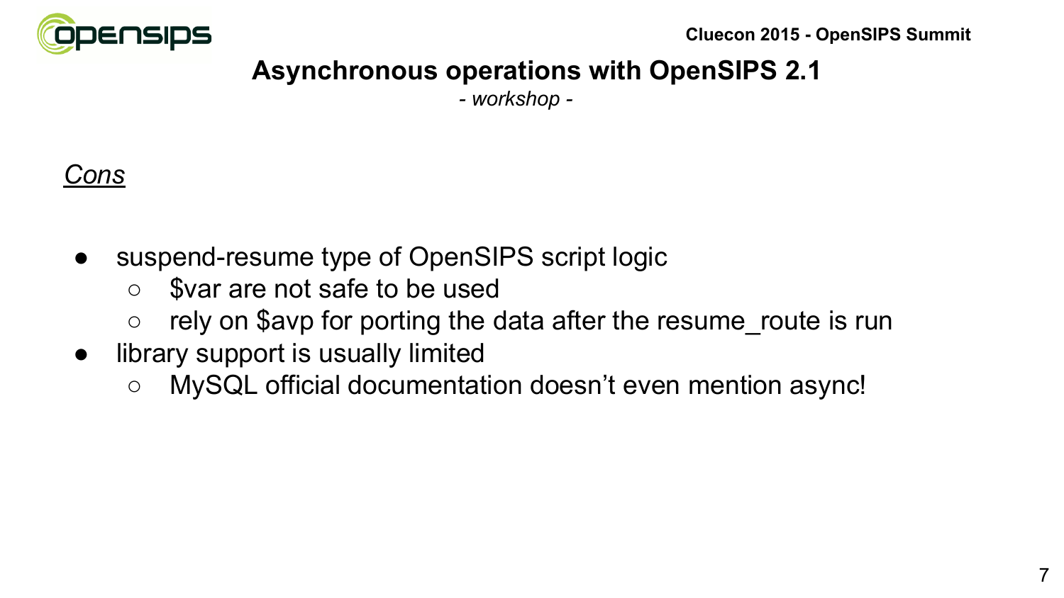# Asynchronous operations with OpenSIPS 2.1

*- workshop -*

*Cons*

- suspend-resume type of OpenSIPS script logic
  - $var are not safe to be used
  - rely on $avp for porting the data after the resume_route is run
- library support is usually limited
  - MySQL official documentation doesn't even mention async!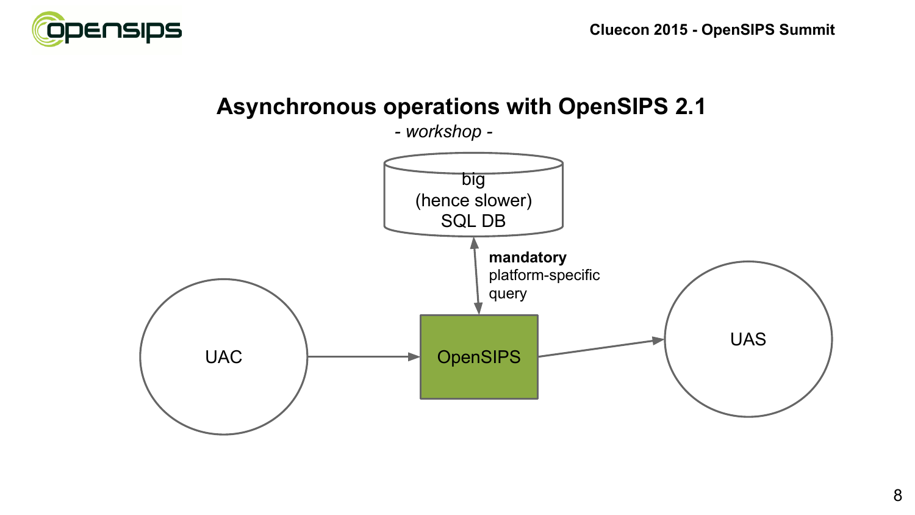# Asynchronous operations with OpenSIPS 2.1

*- workshop -*

big
(hence slower)
SQL DB

**mandatory**
platform-specific
query

UAC

OpenSIPS

UAS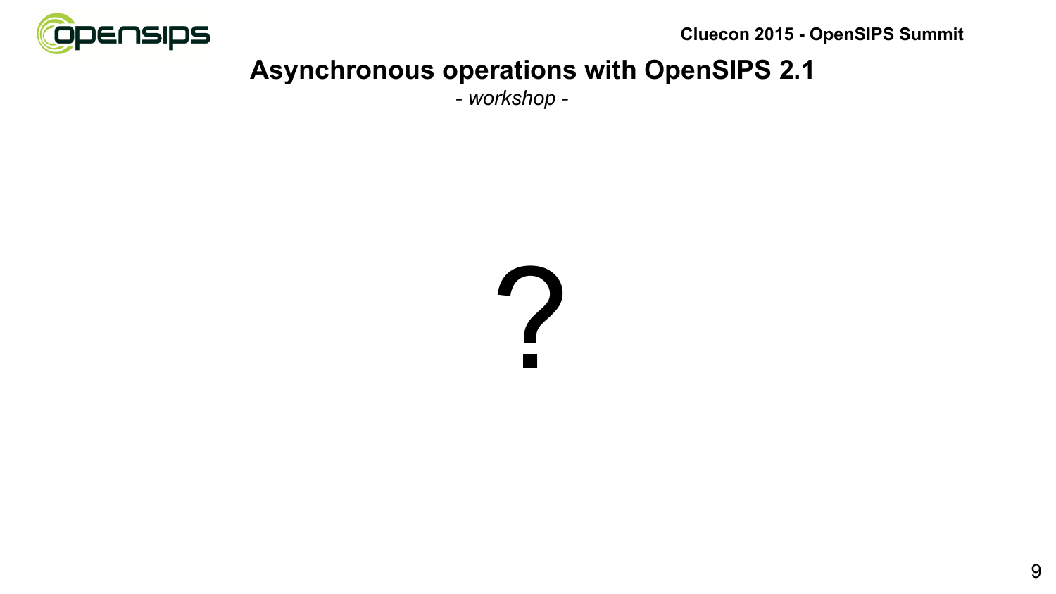# Asynchronous operations with OpenSIPS 2.1

*- workshop -*

?